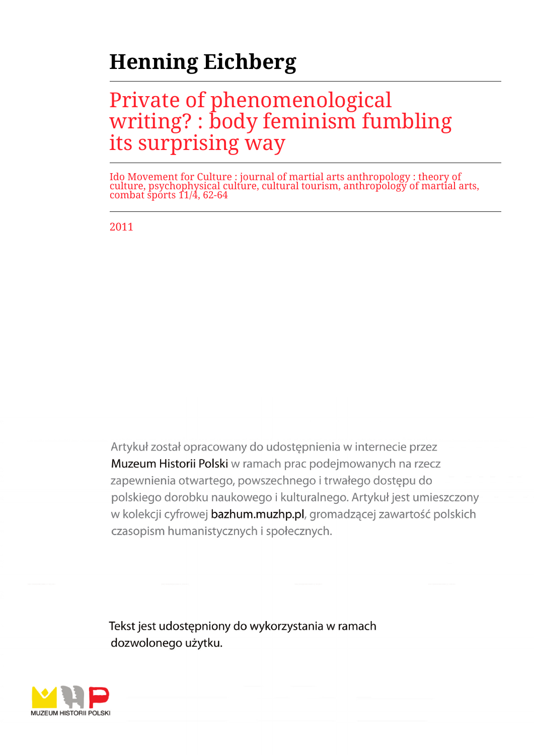# Henning Eichberg

## Private of phenomenological writing? : body feminism fumbling its surprising way

Ido Movement for Culture : journal of martial arts anthropology : theory of culture, psychophysical culture, cultural tourism, anthropology of martial arts, combat sports 11/4, 62-64

2011

Artykuł został opracowany do udostępnienia w internecie przez Muzeum Historii Polski w ramach prac podejmowanych na rzecz zapewnienia otwartego, powszechnego i trwałego dostępu do polskiego dorobku naukowego i kulturalnego. Artykuł jest umieszczony w kolekcji cyfrowej bazhum.muzhp.pl, gromadzącej zawartość polskich czasopism humanistycznych i społecznych.

Tekst jest udostępniony do wykorzystania w ramach dozwolonego użytku.

MUZEUM HISTORII POLSKI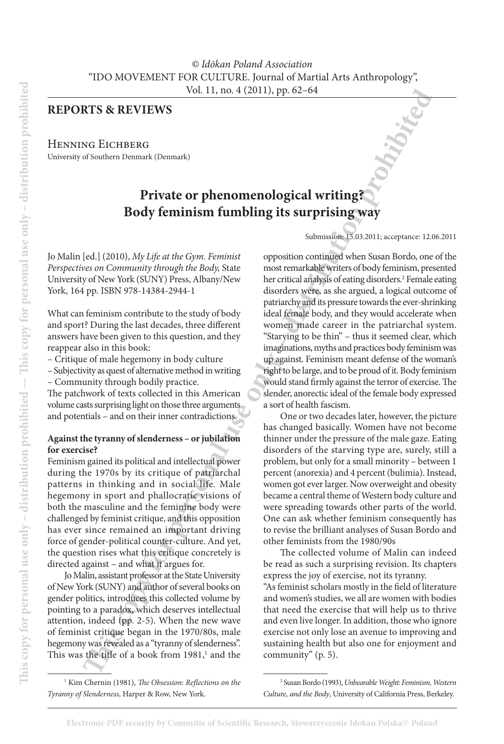## REPORTS & REVIEWS

Henning Eichberg
University of Southern Denmark (Denmark)

# Private or phenomenological writing? Body feminism fumbling its surprising way

Submission: 15.03.2011; acceptance: 12.06.2011

Jo Malin [ed.] (2010), *My Life at the Gym. Feminist Perspectives on Community through the Body,* State University of New York (SUNY) Press, Albany/New York, 164 pp. ISBN 978-14384-2944-1

What can feminism contribute to the study of body and sport? During the last decades, three different answers have been given to this question, and they reappear also in this book:

– Critique of male hegemony in body culture
– Subjectivity as quest of alternative method in writing
– Community through bodily practice.

The patchwork of texts collected in this American volume casts surprising light on those three arguments and potentials – and on their inner contradictions.

### Against the tyranny of slenderness – or jubilation for exercise?

Feminism gained its political and intellectual power during the 1970s by its critique of patriarchal patterns in thinking and in social life. Male hegemony in sport and phallocratic visions of both the masculine and the feminine body were challenged by feminist critique, and this opposition has ever since remained an important driving force of gender-political counter-culture. And yet, the question rises what this critique concretely is directed against – and what it argues for.

Jo Malin, assistant professor at the State University of New York (SUNY) and author of several books on gender politics, introduces this collected volume by pointing to a paradox, which deserves intellectual attention, indeed (pp. 2-5). When the new wave of feminist critique began in the 1970/80s, male hegemony was revealed as a "tyranny of slenderness". This was the title of a book from 1981,[1] and the opposition continued when Susan Bordo, one of the most remarkable writers of body feminism, presented her critical analysis of eating disorders.[2] Female eating disorders were, as she argued, a logical outcome of patriarchy and its pressure towards the ever-shrinking ideal female body, and they would accelerate when women made career in the patriarchal system. "Starving to be thin" – thus it seemed clear, which imaginations, myths and practices body feminism was up against. Feminism meant defense of the woman's right to be large, and to be proud of it. Body feminism would stand firmly against the terror of exercise. The slender, anorectic ideal of the female body expressed a sort of health fascism.

One or two decades later, however, the picture has changed basically. Women have not become thinner under the pressure of the male gaze. Eating disorders of the starving type are, surely, still a problem, but only for a small minority – between 1 percent (anorexia) and 4 percent (bulimia). Instead, women got ever larger. Now overweight and obesity became a central theme of Western body culture and were spreading towards other parts of the world. One can ask whether feminism consequently has to revise the brilliant analyses of Susan Bordo and other feminists from the 1980/90s

The collected volume of Malin can indeed be read as such a surprising revision. Its chapters express the joy of exercise, not its tyranny.

"As feminist scholars mostly in the field of literature and women's studies, we all are women with bodies that need the exercise that will help us to thrive and even live longer. In addition, those who ignore exercise not only lose an avenue to improving and sustaining health but also one for enjoyment and community" (p. 5).

---

[1] Kim Chernin (1981), *The Obsession: Reflections on the Tyranny of Slenderness*, Harper & Row, New York.

[2] Susan Bordo (1993), *Unbearable Weight: Feminism, Western Culture, and the Body*, University of California Press, Berkeley.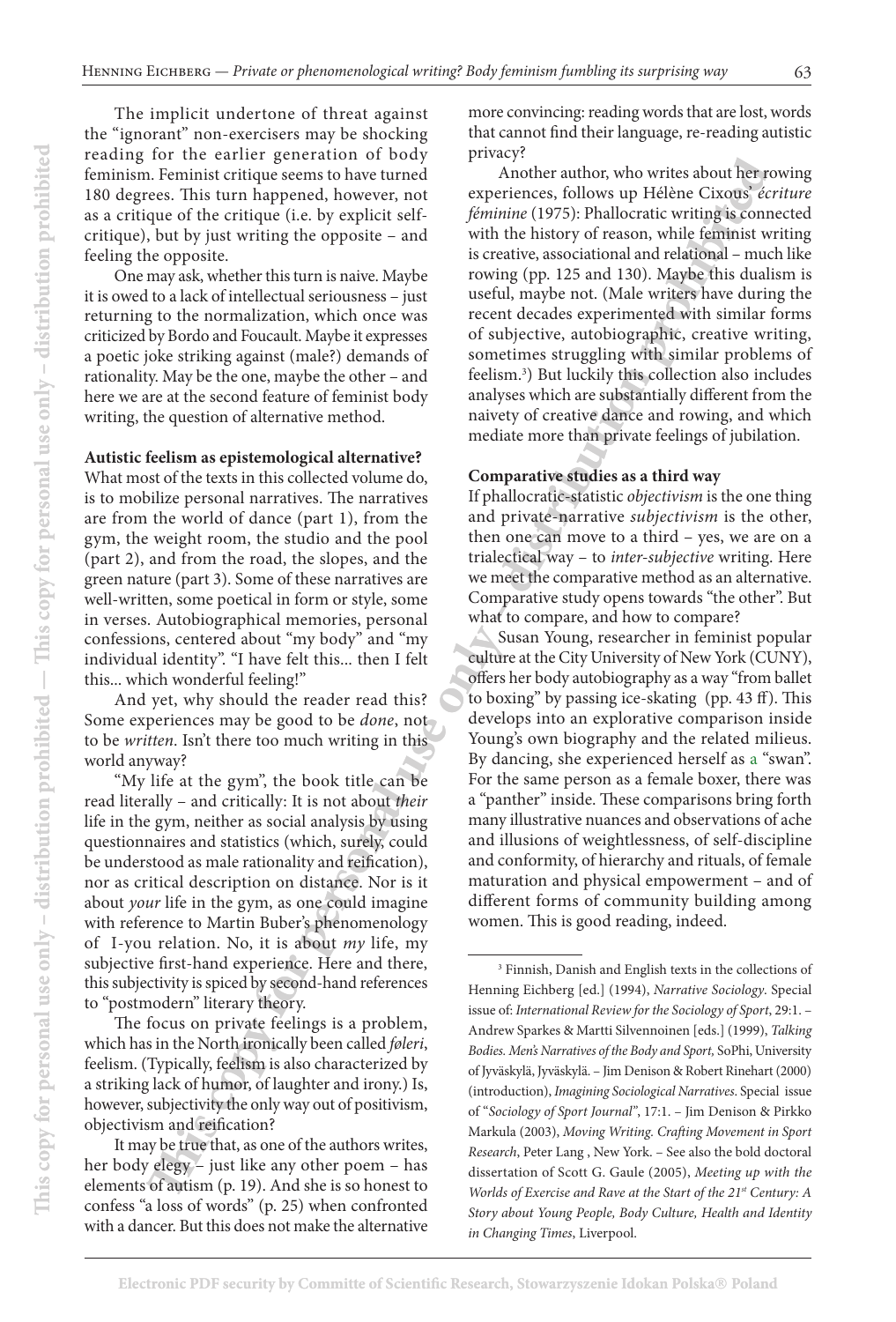The implicit undertone of threat against the "ignorant" non-exercisers may be shocking reading for the earlier generation of body feminism. Feminist critique seems to have turned 180 degrees. This turn happened, however, not as a critique of the critique (i.e. by explicit self-critique), but by just writing the opposite – and feeling the opposite.

One may ask, whether this turn is naive. Maybe it is owed to a lack of intellectual seriousness – just returning to the normalization, which once was criticized by Bordo and Foucault. Maybe it expresses a poetic joke striking against (male?) demands of rationality. May be the one, maybe the other – and here we are at the second feature of feminist body writing, the question of alternative method.

**Autistic feelism as epistemological alternative?**

What most of the texts in this collected volume do, is to mobilize personal narratives. The narratives are from the world of dance (part 1), from the gym, the weight room, the studio and the pool (part 2), and from the road, the slopes, and the green nature (part 3). Some of these narratives are well-written, some poetical in form or style, some in verses. Autobiographical memories, personal confessions, centered about "my body" and "my individual identity". "I have felt this... then I felt this... which wonderful feeling!"

And yet, why should the reader read this? Some experiences may be good to be *done*, not to be *written*. Isn't there too much writing in this world anyway?

"My life at the gym", the book title can be read literally – and critically: It is not about *their* life in the gym, neither as social analysis by using questionnaires and statistics (which, surely, could be understood as male rationality and reification), nor as critical description on distance. Nor is it about *your* life in the gym, as one could imagine with reference to Martin Buber's phenomenology of I-you relation. No, it is about *my* life, my subjective first-hand experience. Here and there, this subjectivity is spiced by second-hand references to "postmodern" literary theory.

The focus on private feelings is a problem, which has in the North ironically been called *føleri*, feelism. (Typically, feelism is also characterized by a striking lack of humor, of laughter and irony.) Is, however, subjectivity the only way out of positivism, objectivism and reification?

It may be true that, as one of the authors writes, her body elegy – just like any other poem – has elements of autism (p. 19). And she is so honest to confess "a loss of words" (p. 25) when confronted with a dancer. But this does not make the alternative more convincing: reading words that are lost, words that cannot find their language, re-reading autistic privacy?

Another author, who writes about her rowing experiences, follows up Hélène Cixous' *écriture féminine* (1975): Phallocratic writing is connected with the history of reason, while feminist writing is creative, associational and relational – much like rowing (pp. 125 and 130). Maybe this dualism is useful, maybe not. (Male writers have during the recent decades experimented with similar forms of subjective, autobiographic, creative writing, sometimes struggling with similar problems of feelism.[3]) But luckily this collection also includes analyses which are substantially different from the naivety of creative dance and rowing, and which mediate more than private feelings of jubilation.

**Comparative studies as a third way**

If phallocratic-statistic *objectivism* is the one thing and private-narrative *subjectivism* is the other, then one can move to a third – yes, we are on a trialectical way – to *inter-subjective* writing. Here we meet the comparative method as an alternative. Comparative study opens towards "the other". But what to compare, and how to compare?

Susan Young, researcher in feminist popular culture at the City University of New York (CUNY), offers her body autobiography as a way "from ballet to boxing" by passing ice-skating (pp. 43 ff). This develops into an explorative comparison inside Young's own biography and the related milieus. By dancing, she experienced herself as a "swan". For the same person as a female boxer, there was a "panther" inside. These comparisons bring forth many illustrative nuances and observations of ache and illusions of weightlessness, of self-discipline and conformity, of hierarchy and rituals, of female maturation and physical empowerment – and of different forms of community building among women. This is good reading, indeed.

---

[3] Finnish, Danish and English texts in the collections of Henning Eichberg [ed.] (1994), *Narrative Sociology*. Special issue of: *International Review for the Sociology of Sport*, 29:1. – Andrew Sparkes & Martti Silvennoinen [eds.] (1999), *Talking Bodies. Men's Narratives of the Body and Sport,* SoPhi, University of Jyväskylä, Jyväskylä. – Jim Denison & Robert Rinehart (2000) (introduction), *Imagining Sociological Narratives*. Special issue of "*Sociology of Sport Journal*", 17:1. – Jim Denison & Pirkko Markula (2003), *Moving Writing. Crafting Movement in Sport Research*, Peter Lang , New York. – See also the bold doctoral dissertation of Scott G. Gaule (2005), *Meeting up with the Worlds of Exercise and Rave at the Start of the 21st Century: A Story about Young People, Body Culture, Health and Identity in Changing Times*, Liverpool.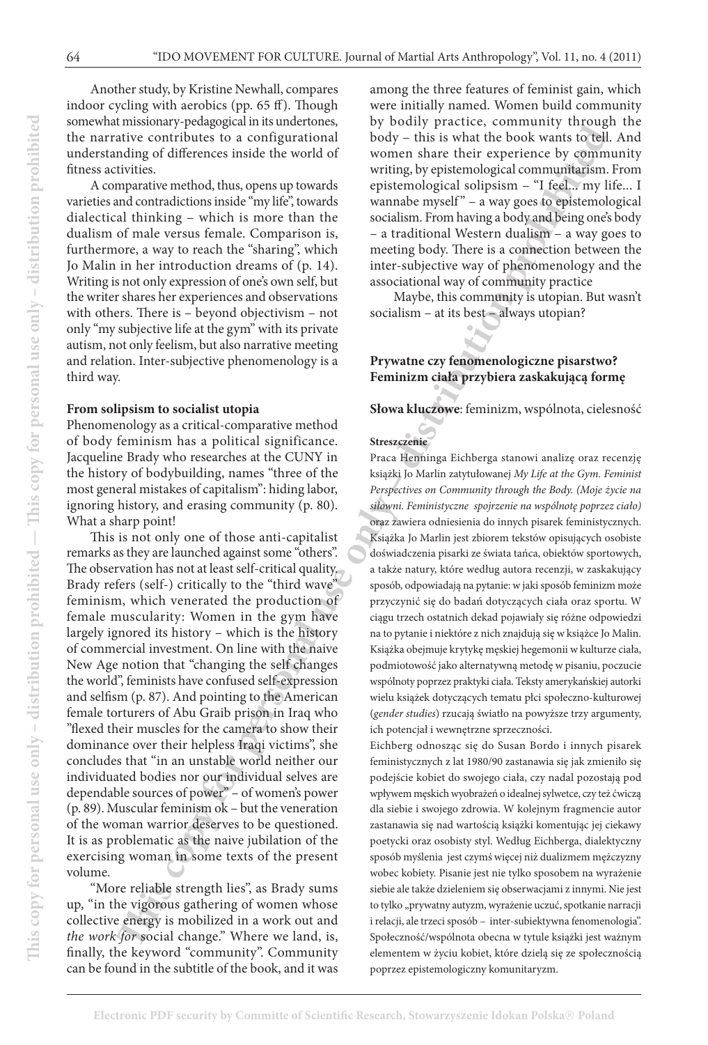Another study, by Kristine Newhall, compares indoor cycling with aerobics (pp. 65 ff). Though somewhat missionary-pedagogical in its undertones, the narrative contributes to a configurational understanding of differences inside the world of fitness activities.

A comparative method, thus, opens up towards varieties and contradictions inside "my life", towards dialectical thinking – which is more than the dualism of male versus female. Comparison is, furthermore, a way to reach the "sharing", which Jo Malin in her introduction dreams of (p. 14). Writing is not only expression of one's own self, but the writer shares her experiences and observations with others. There is – beyond objectivism – not only "my subjective life at the gym" with its private autism, not only feelism, but also narrative meeting and relation. Inter-subjective phenomenology is a third way.

### From solipsism to socialist utopia

Phenomenology as a critical-comparative method of body feminism has a political significance. Jacqueline Brady who researches at the CUNY in the history of bodybuilding, names "three of the most general mistakes of capitalism": hiding labor, ignoring history, and erasing community (p. 80). What a sharp point!

This is not only one of those anti-capitalist remarks as they are launched against some "others". The observation has not at least self-critical quality. Brady refers (self-) critically to the "third wave" feminism, which venerated the production of female muscularity: Women in the gym have largely ignored its history – which is the history of commercial investment. On line with the naive New Age notion that "changing the self changes the world", feminists have confused self-expression and selfism (p. 87). And pointing to the American female torturers of Abu Graib prison in Iraq who "flexed their muscles for the camera to show their dominance over their helpless Iraqi victims", she concludes that "in an unstable world neither our individuated bodies nor our individual selves are dependable sources of power" – of women's power (p. 89). Muscular feminism ok – but the veneration of the woman warrior deserves to be questioned. It is as problematic as the naive jubilation of the exercising woman in some texts of the present volume.

"More reliable strength lies", as Brady sums up, "in the vigorous gathering of women whose collective energy is mobilized in a work out and *the work for* social change." Where we land, is, finally, the keyword "community". Community can be found in the subtitle of the book, and it was among the three features of feminist gain, which were initially named. Women build community by bodily practice, community through the body – this is what the book wants to tell. And women share their experience by community writing, by epistemological communitarism. From epistemological solipsism – "I feel... my life... I wannabe myself" – a way goes to epistemological socialism. From having a body and being one's body – a traditional Western dualism – a way goes to meeting body. There is a connection between the inter-subjective way of phenomenology and the associational way of community practice

Maybe, this community is utopian. But wasn't socialism – at its best – always utopian?

### Prywatne czy fenomenologiczne pisarstwo? Feminizm ciała przybiera zaskakującą formę

**Słowa kluczowe**: feminizm, wspólnota, cielesność

#### Streszczenie

Praca Henninga Eichberga stanowi analizę oraz recenzję książki Jo Marlin zatytułowanej *My Life at the Gym. Feminist Perspectives on Community through the Body. (Moje życie na siłowni. Feministyczne spojrzenie na wspólnotę poprzez ciało)* oraz zawiera odniesienia do innych pisarek feministycznych. Książka Jo Marlin jest zbiorem tekstów opisujących osobiste doświadczenia pisarki ze świata tańca, obiektów sportowych, a także natury, które według autora recenzji, w zaskakujący sposób, odpowiadają na pytanie: w jaki sposób feminizm może przyczynić się do badań dotyczących ciała oraz sportu. W ciągu trzech ostatnich dekad pojawiały się różne odpowiedzi na to pytanie i niektóre z nich znajdują się w książce Jo Malin. Książka obejmuje krytykę męskiej hegemonii w kulturze ciała, podmiotowość jako alternatywną metodę w pisaniu, poczucie wspólnoty poprzez praktyki ciała. Teksty amerykańskiej autorki wielu książek dotyczących tematu płci społeczno-kulturowej (*gender studies*) rzucają światło na powyższe trzy argumenty, ich potencjał i wewnętrzne sprzeczności.

Eichberg odnosząc się do Susan Bordo i innych pisarek feministycznych z lat 1980/90 zastanawia się jak zmieniło się podejście kobiet do swojego ciała, czy nadal pozostają pod wpływem męskich wyobrażeń o idealnej sylwetce, czy też ćwiczą dla siebie i swojego zdrowia. W kolejnym fragmencie autor zastanawia się nad wartością książki komentując jej ciekawy poetycki oraz osobisty styl. Według Eichberga, dialektyczny sposób myślenia jest czymś więcej niż dualizmem mężczyzny wobec kobiety. Pisanie jest nie tylko sposobem na wyrażenie siebie ale także dzieleniem się obserwacjami z innymi. Nie jest to tylko „prywatny autyzm, wyrażenie uczuć, spotkanie narracji i relacji, ale trzeci sposób – inter-subiektywna fenomenologia". Społeczność/wspólnota obecna w tytule książki jest ważnym elementem w życiu kobiet, które dzielą się ze społecznością poprzez epistemologiczny komunitaryzm.